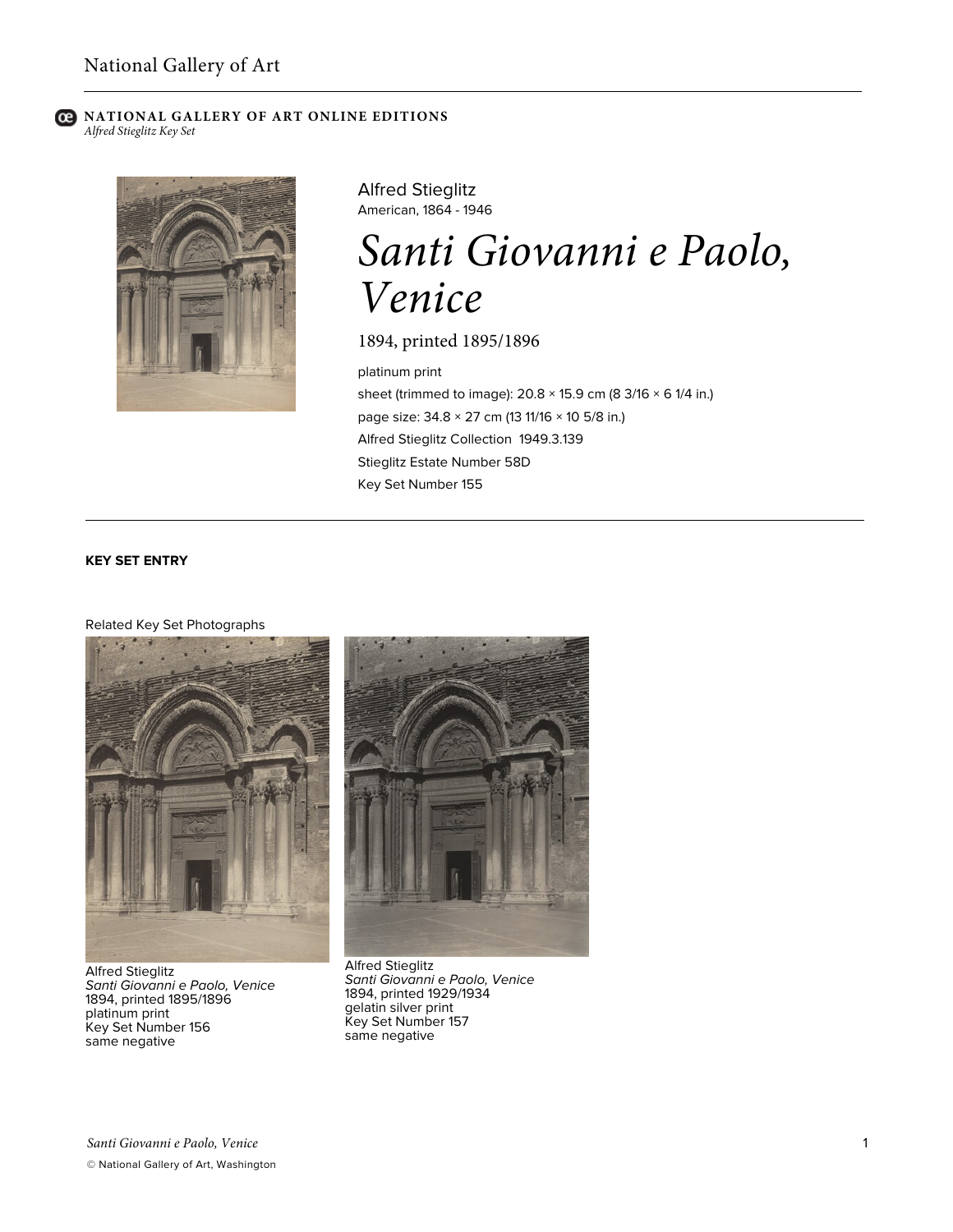National Gallery of Art

**NATIONAL GALLERY OF ART ONLINE EDITIONS**
*Alfred Stieglitz Key Set*

Alfred Stieglitz
American, 1864 - 1946

# *Santi Giovanni e Paolo, Venice*

1894, printed 1895/1896

platinum print
sheet (trimmed to image): 20.8 × 15.9 cm (8 3/16 × 6 1/4 in.)
page size: 34.8 × 27 cm (13 11/16 × 10 5/8 in.)
Alfred Stieglitz Collection 1949.3.139
Stieglitz Estate Number 58D
Key Set Number 155

**KEY SET ENTRY**

Related Key Set Photographs

Alfred Stieglitz
*Santi Giovanni e Paolo, Venice*
1894, printed 1895/1896
platinum print
Key Set Number 156
same negative

Alfred Stieglitz
*Santi Giovanni e Paolo, Venice*
1894, printed 1929/1934
gelatin silver print
Key Set Number 157
same negative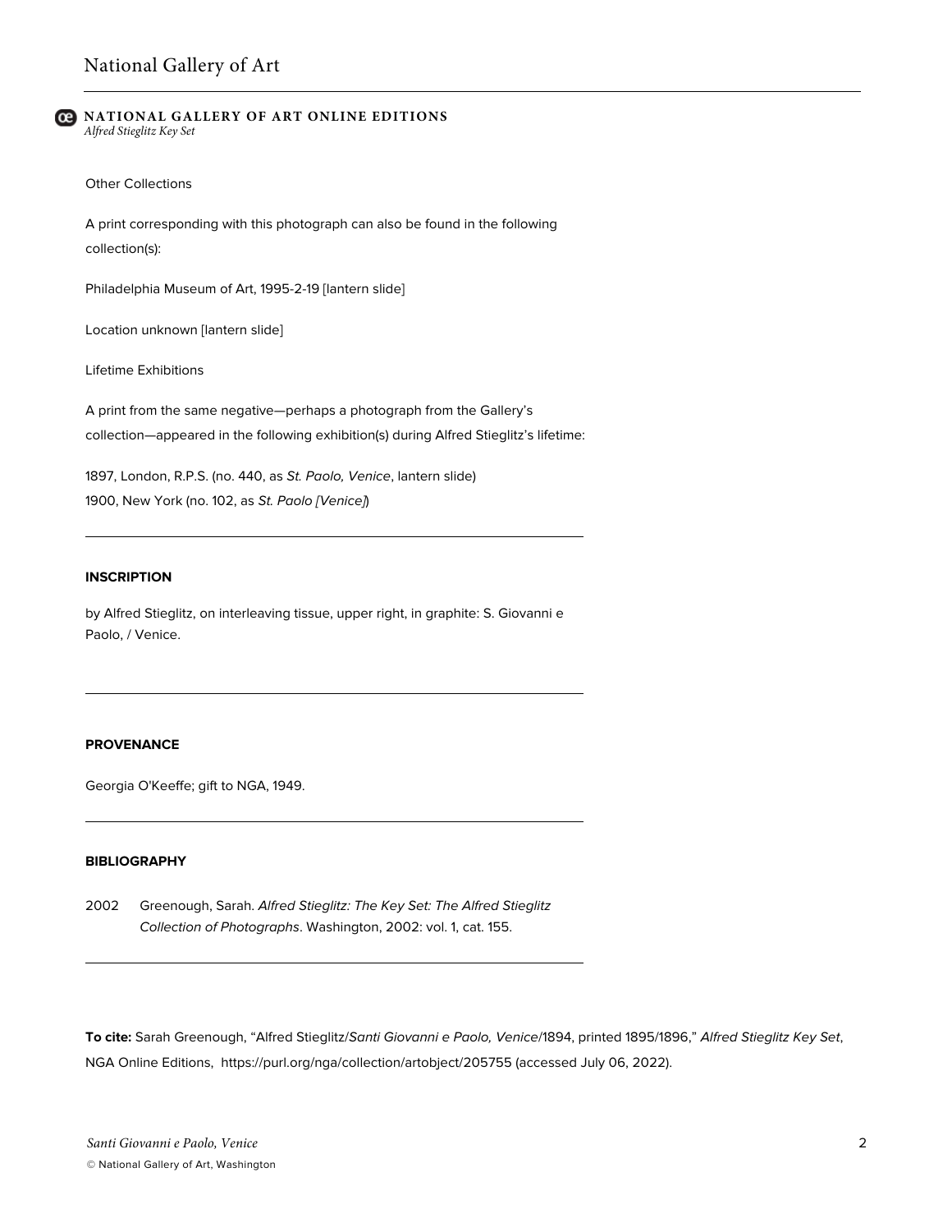Other Collections

A print corresponding with this photograph can also be found in the following collection(s):

Philadelphia Museum of Art, 1995-2-19 [lantern slide]

Location unknown [lantern slide]

Lifetime Exhibitions

A print from the same negative—perhaps a photograph from the Gallery's collection—appeared in the following exhibition(s) during Alfred Stieglitz's lifetime:

1897, London, R.P.S. (no. 440, as *St. Paolo, Venice*, lantern slide)
1900, New York (no. 102, as *St. Paolo [Venice]*)

---

**INSCRIPTION**

by Alfred Stieglitz, on interleaving tissue, upper right, in graphite: S. Giovanni e Paolo, / Venice.

---

**PROVENANCE**

Georgia O'Keeffe; gift to NGA, 1949.

---

**BIBLIOGRAPHY**

2002 Greenough, Sarah. *Alfred Stieglitz: The Key Set: The Alfred Stieglitz Collection of Photographs*. Washington, 2002: vol. 1, cat. 155.

---

**To cite:** Sarah Greenough, "Alfred Stieglitz/*Santi Giovanni e Paolo, Venice*/1894, printed 1895/1896," *Alfred Stieglitz Key Set*, NGA Online Editions, https://purl.org/nga/collection/artobject/205755 (accessed July 06, 2022).